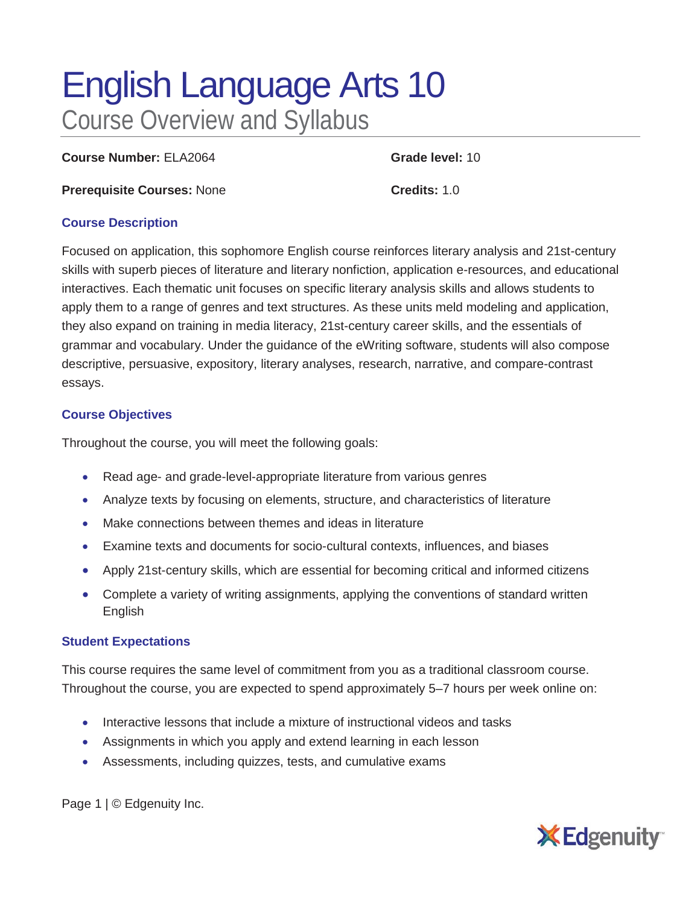# English Language Arts 10

## Course Overview and Syllabus

**Course Number:** ELA2064

**Grade level:** 10

**Prerequisite Courses:** None

**Credits:** 1.0

### Course Description

Focused on application, this sophomore English course reinforces literary analysis and 21st-century skills with superb pieces of literature and literary nonfiction, application e-resources, and educational interactives. Each thematic unit focuses on specific literary analysis skills and allows students to apply them to a range of genres and text structures. As these units meld modeling and application, they also expand on training in media literacy, 21st-century career skills, and the essentials of grammar and vocabulary. Under the guidance of the eWriting software, students will also compose descriptive, persuasive, expository, literary analyses, research, narrative, and compare-contrast essays.

### Course Objectives

Throughout the course, you will meet the following goals:

- Read age- and grade-level-appropriate literature from various genres
- Analyze texts by focusing on elements, structure, and characteristics of literature
- Make connections between themes and ideas in literature
- Examine texts and documents for socio-cultural contexts, influences, and biases
- Apply 21st-century skills, which are essential for becoming critical and informed citizens
- Complete a variety of writing assignments, applying the conventions of standard written English

### Student Expectations

This course requires the same level of commitment from you as a traditional classroom course. Throughout the course, you are expected to spend approximately 5–7 hours per week online on:

- Interactive lessons that include a mixture of instructional videos and tasks
- Assignments in which you apply and extend learning in each lesson
- Assessments, including quizzes, tests, and cumulative exams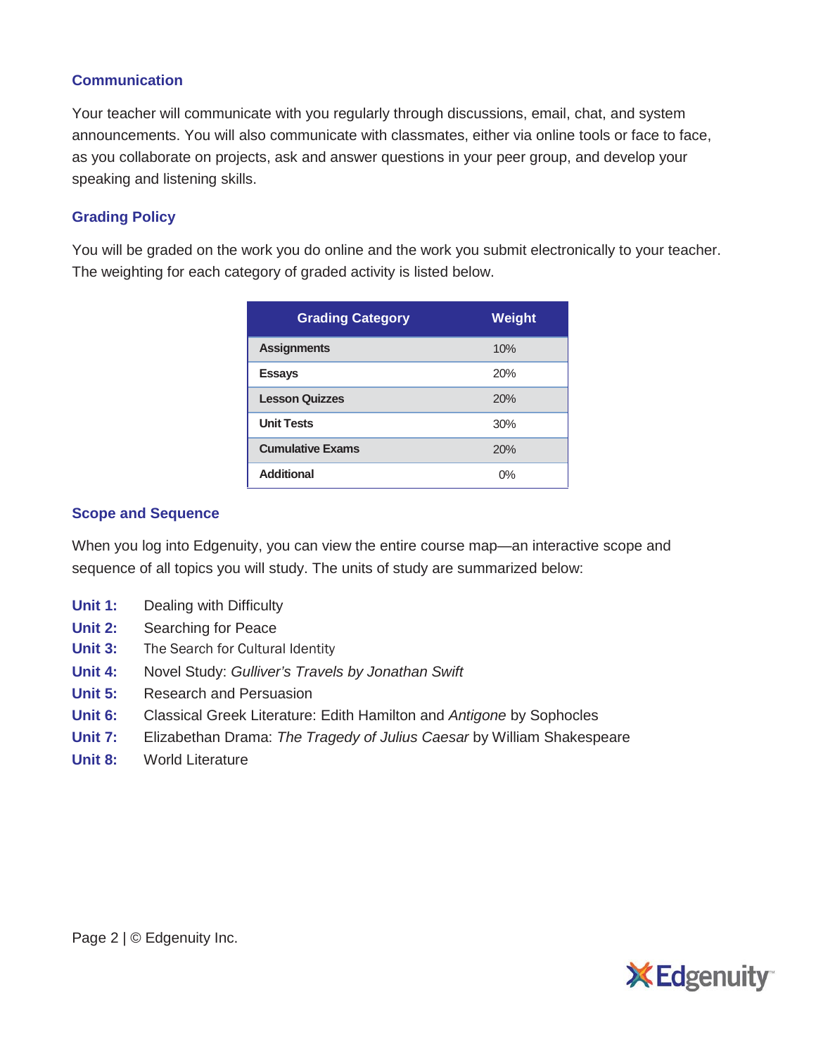## Communication

Your teacher will communicate with you regularly through discussions, email, chat, and system announcements. You will also communicate with classmates, either via online tools or face to face, as you collaborate on projects, ask and answer questions in your peer group, and develop your speaking and listening skills.

## Grading Policy

You will be graded on the work you do online and the work you submit electronically to your teacher. The weighting for each category of graded activity is listed below.

| Grading Category | Weight |
| --- | --- |
| **Assignments** | 10% |
| **Essays** | 20% |
| **Lesson Quizzes** | 20% |
| **Unit Tests** | 30% |
| **Cumulative Exams** | 20% |
| **Additional** | 0% |

## Scope and Sequence

When you log into Edgenuity, you can view the entire course map—an interactive scope and sequence of all topics you will study. The units of study are summarized below:

**Unit 1:** Dealing with Difficulty
**Unit 2:** Searching for Peace
**Unit 3:** The Search for Cultural Identity
**Unit 4:** Novel Study: *Gulliver's Travels by Jonathan Swift*
**Unit 5:** Research and Persuasion
**Unit 6:** Classical Greek Literature: Edith Hamilton and *Antigone* by Sophocles
**Unit 7:** Elizabethan Drama: *The Tragedy of Julius Caesar* by William Shakespeare
**Unit 8:** World Literature